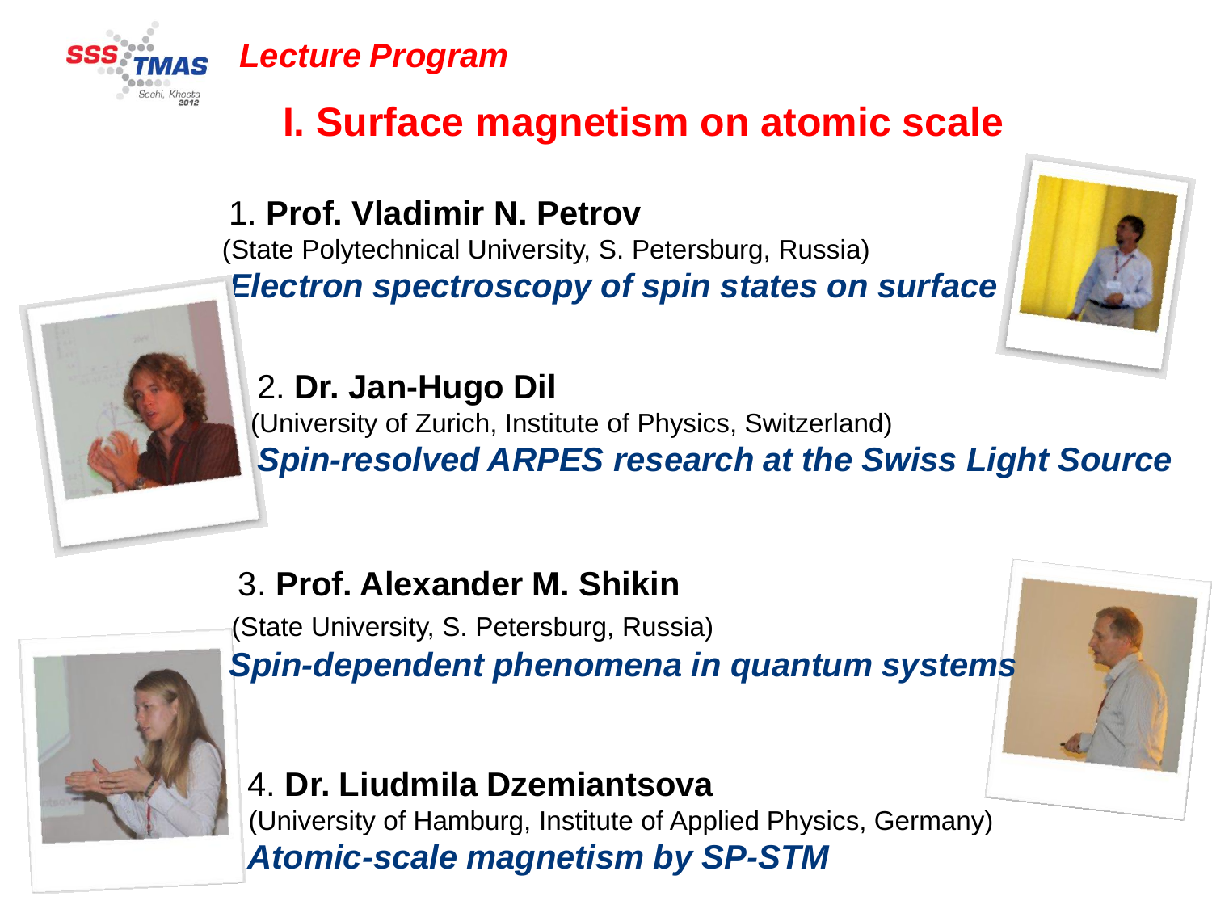SSS TMAS Sochi, Khosta 2012

*Lecture Program*

# I. Surface magnetism on atomic scale

1. **Prof. Vladimir N. Petrov**
(State Polytechnical University, S. Petersburg, Russia)
***Electron spectroscopy of spin states on surface***

2. **Dr. Jan-Hugo Dil**
(University of Zurich, Institute of Physics, Switzerland)
***Spin-resolved ARPES research at the Swiss Light Source***

3. **Prof. Alexander M. Shikin**
(State University, S. Petersburg, Russia)
***Spin-dependent phenomena in quantum systems***

4. **Dr. Liudmila Dzemiantsova**
(University of Hamburg, Institute of Applied Physics, Germany)
***Atomic-scale magnetism by SP-STM***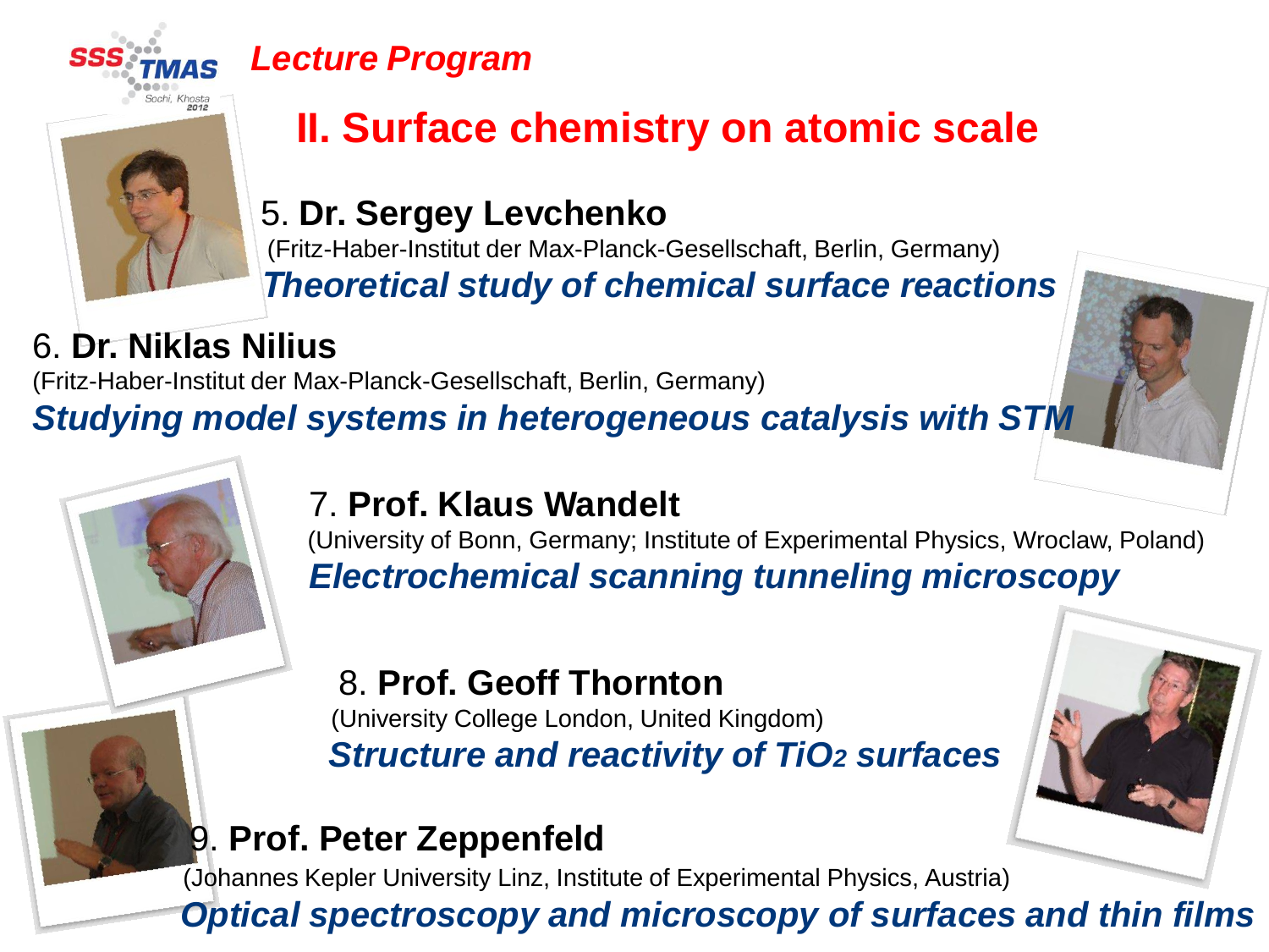SSS TMAS Sochi, Khosta 2012

*Lecture Program*

# II. Surface chemistry on atomic scale

5. **Dr. Sergey Levchenko**
(Fritz-Haber-Institut der Max-Planck-Gesellschaft, Berlin, Germany)
***Theoretical study of chemical surface reactions***

6. **Dr. Niklas Nilius**
(Fritz-Haber-Institut der Max-Planck-Gesellschaft, Berlin, Germany)
***Studying model systems in heterogeneous catalysis with STM***

7. **Prof. Klaus Wandelt**
(University of Bonn, Germany; Institute of Experimental Physics, Wroclaw, Poland)
***Electrochemical scanning tunneling microscopy***

8. **Prof. Geoff Thornton**
(University College London, United Kingdom)
***Structure and reactivity of $TiO_2$ surfaces***

9. **Prof. Peter Zeppenfeld**
(Johannes Kepler University Linz, Institute of Experimental Physics, Austria)
***Optical spectroscopy and microscopy of surfaces and thin films***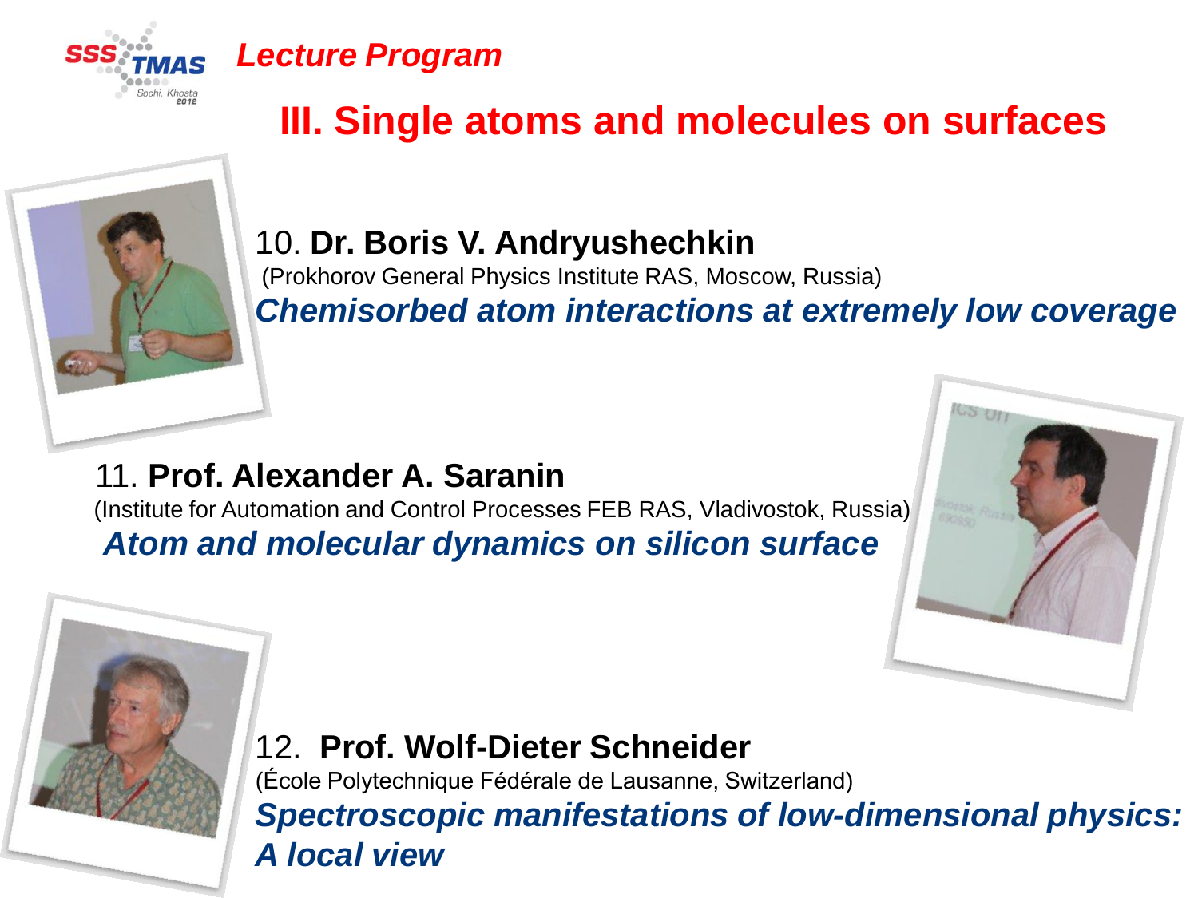*Lecture Program*

# III. Single atoms and molecules on surfaces

10. **Dr. Boris V. Andryushechkin**
(Prokhorov General Physics Institute RAS, Moscow, Russia)
***Chemisorbed atom interactions at extremely low coverage***

11. **Prof. Alexander A. Saranin**
(Institute for Automation and Control Processes FEB RAS, Vladivostok, Russia)
***Atom and molecular dynamics on silicon surface***

12. **Prof. Wolf-Dieter Schneider**
(École Polytechnique Fédérale de Lausanne, Switzerland)
***Spectroscopic manifestations of low-dimensional physics: A local view***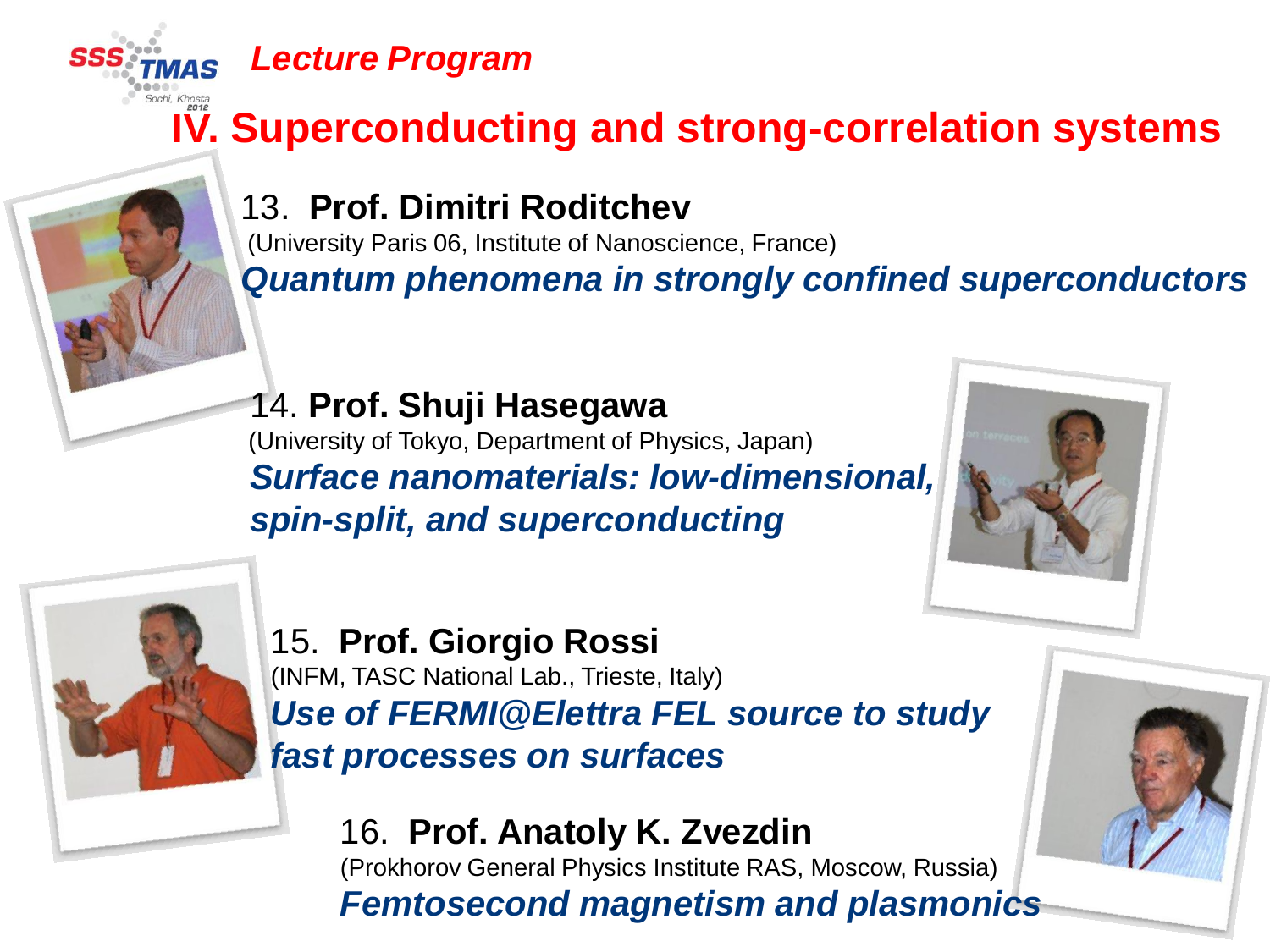*Lecture Program*

# IV. Superconducting and strong-correlation systems

13. **Prof. Dimitri Roditchev**
(University Paris 06, Institute of Nanoscience, France)
***Quantum phenomena in strongly confined superconductors***

14. **Prof. Shuji Hasegawa**
(University of Tokyo, Department of Physics, Japan)
***Surface nanomaterials: low-dimensional, spin-split, and superconducting***

15. **Prof. Giorgio Rossi**
(INFM, TASC National Lab., Trieste, Italy)
***Use of FERMI@Elettra FEL source to study fast processes on surfaces***

16. **Prof. Anatoly K. Zvezdin**
(Prokhorov General Physics Institute RAS, Moscow, Russia)
***Femtosecond magnetism and plasmonics***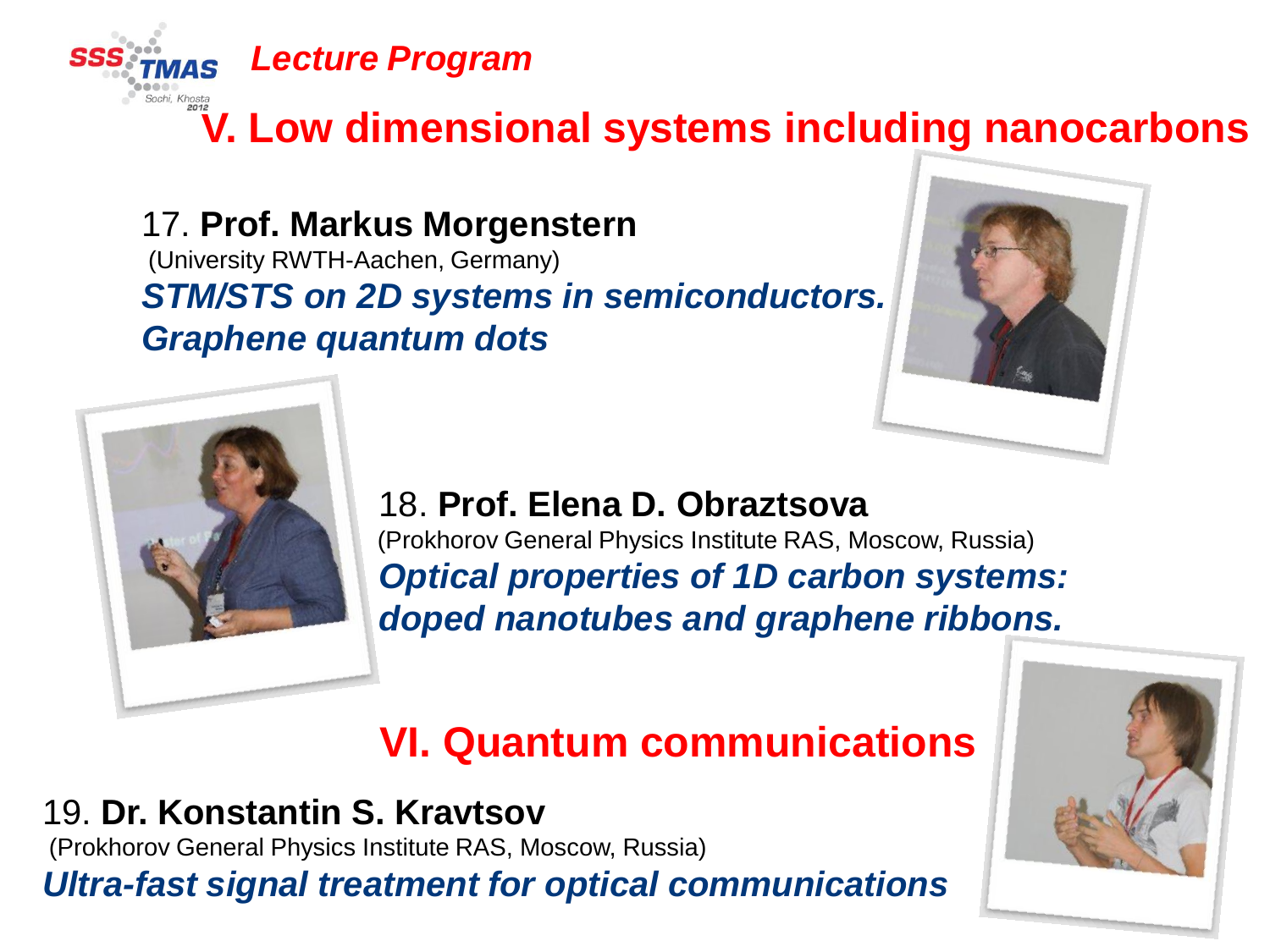*Lecture Program*

# V. Low dimensional systems including nanocarbons

17. **Prof. Markus Morgenstern**
(University RWTH-Aachen, Germany)
***STM/STS on 2D systems in semiconductors. Graphene quantum dots***

18. **Prof. Elena D. Obraztsova**
(Prokhorov General Physics Institute RAS, Moscow, Russia)
***Optical properties of 1D carbon systems: doped nanotubes and graphene ribbons.***

# VI. Quantum communications

19. **Dr. Konstantin S. Kravtsov**
(Prokhorov General Physics Institute RAS, Moscow, Russia)
***Ultra-fast signal treatment for optical communications***